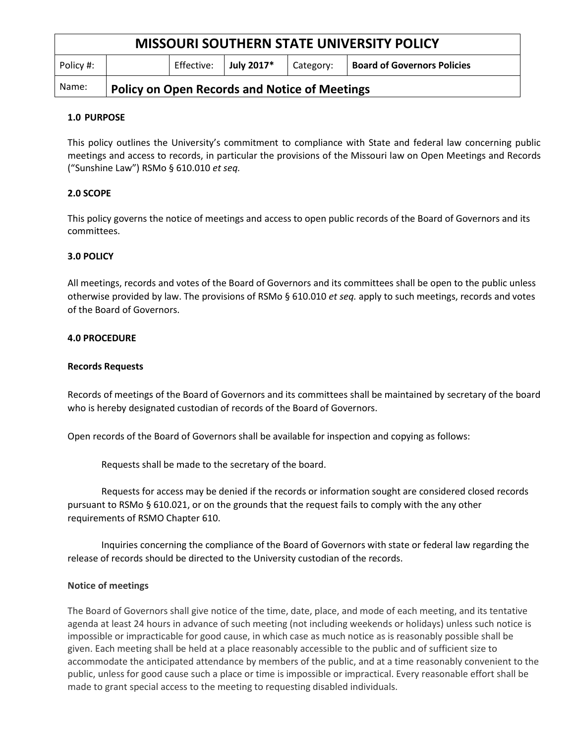| MISSOURI SOUTHERN STATE UNIVERSITY POLICY | | | | | |
|---|---|---|---|---|---|
| Policy #: | | Effective: | **July 2017*** | Category: | **Board of Governors Policies** |
| Name: | **Policy on Open Records and Notice of Meetings** | | | | |

**1.0 PURPOSE**

This policy outlines the University's commitment to compliance with State and federal law concerning public meetings and access to records, in particular the provisions of the Missouri law on Open Meetings and Records ("Sunshine Law") RSMo § 610.010 *et seq.*

**2.0 SCOPE**

This policy governs the notice of meetings and access to open public records of the Board of Governors and its committees.

**3.0 POLICY**

All meetings, records and votes of the Board of Governors and its committees shall be open to the public unless otherwise provided by law. The provisions of RSMo § 610.010 *et seq.* apply to such meetings, records and votes of the Board of Governors.

**4.0 PROCEDURE**

**Records Requests**

Records of meetings of the Board of Governors and its committees shall be maintained by secretary of the board who is hereby designated custodian of records of the Board of Governors.

Open records of the Board of Governors shall be available for inspection and copying as follows:

Requests shall be made to the secretary of the board.

Requests for access may be denied if the records or information sought are considered closed records pursuant to RSMo § 610.021, or on the grounds that the request fails to comply with the any other requirements of RSMO Chapter 610.

Inquiries concerning the compliance of the Board of Governors with state or federal law regarding the release of records should be directed to the University custodian of the records.

**Notice of meetings**

The Board of Governors shall give notice of the time, date, place, and mode of each meeting, and its tentative agenda at least 24 hours in advance of such meeting (not including weekends or holidays) unless such notice is impossible or impracticable for good cause, in which case as much notice as is reasonably possible shall be given. Each meeting shall be held at a place reasonably accessible to the public and of sufficient size to accommodate the anticipated attendance by members of the public, and at a time reasonably convenient to the public, unless for good cause such a place or time is impossible or impractical. Every reasonable effort shall be made to grant special access to the meeting to requesting disabled individuals.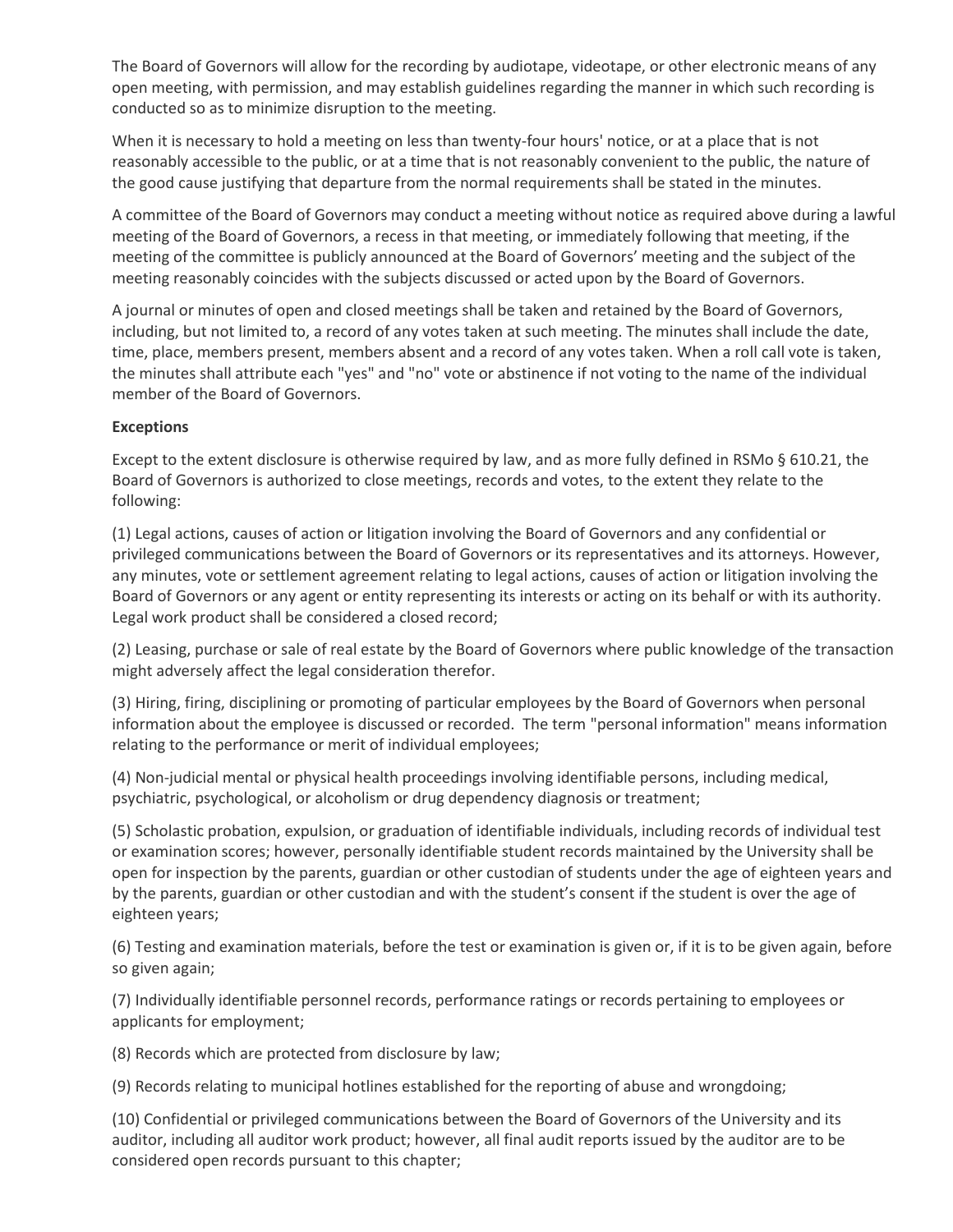The Board of Governors will allow for the recording by audiotape, videotape, or other electronic means of any open meeting, with permission, and may establish guidelines regarding the manner in which such recording is conducted so as to minimize disruption to the meeting.

When it is necessary to hold a meeting on less than twenty-four hours' notice, or at a place that is not reasonably accessible to the public, or at a time that is not reasonably convenient to the public, the nature of the good cause justifying that departure from the normal requirements shall be stated in the minutes.

A committee of the Board of Governors may conduct a meeting without notice as required above during a lawful meeting of the Board of Governors, a recess in that meeting, or immediately following that meeting, if the meeting of the committee is publicly announced at the Board of Governors' meeting and the subject of the meeting reasonably coincides with the subjects discussed or acted upon by the Board of Governors.

A journal or minutes of open and closed meetings shall be taken and retained by the Board of Governors, including, but not limited to, a record of any votes taken at such meeting. The minutes shall include the date, time, place, members present, members absent and a record of any votes taken. When a roll call vote is taken, the minutes shall attribute each "yes" and "no" vote or abstinence if not voting to the name of the individual member of the Board of Governors.

**Exceptions**

Except to the extent disclosure is otherwise required by law, and as more fully defined in RSMo § 610.21, the Board of Governors is authorized to close meetings, records and votes, to the extent they relate to the following:

(1) Legal actions, causes of action or litigation involving the Board of Governors and any confidential or privileged communications between the Board of Governors or its representatives and its attorneys. However, any minutes, vote or settlement agreement relating to legal actions, causes of action or litigation involving the Board of Governors or any agent or entity representing its interests or acting on its behalf or with its authority. Legal work product shall be considered a closed record;

(2) Leasing, purchase or sale of real estate by the Board of Governors where public knowledge of the transaction might adversely affect the legal consideration therefor.

(3) Hiring, firing, disciplining or promoting of particular employees by the Board of Governors when personal information about the employee is discussed or recorded. The term "personal information" means information relating to the performance or merit of individual employees;

(4) Non-judicial mental or physical health proceedings involving identifiable persons, including medical, psychiatric, psychological, or alcoholism or drug dependency diagnosis or treatment;

(5) Scholastic probation, expulsion, or graduation of identifiable individuals, including records of individual test or examination scores; however, personally identifiable student records maintained by the University shall be open for inspection by the parents, guardian or other custodian of students under the age of eighteen years and by the parents, guardian or other custodian and with the student's consent if the student is over the age of eighteen years;

(6) Testing and examination materials, before the test or examination is given or, if it is to be given again, before so given again;

(7) Individually identifiable personnel records, performance ratings or records pertaining to employees or applicants for employment;

(8) Records which are protected from disclosure by law;

(9) Records relating to municipal hotlines established for the reporting of abuse and wrongdoing;

(10) Confidential or privileged communications between the Board of Governors of the University and its auditor, including all auditor work product; however, all final audit reports issued by the auditor are to be considered open records pursuant to this chapter;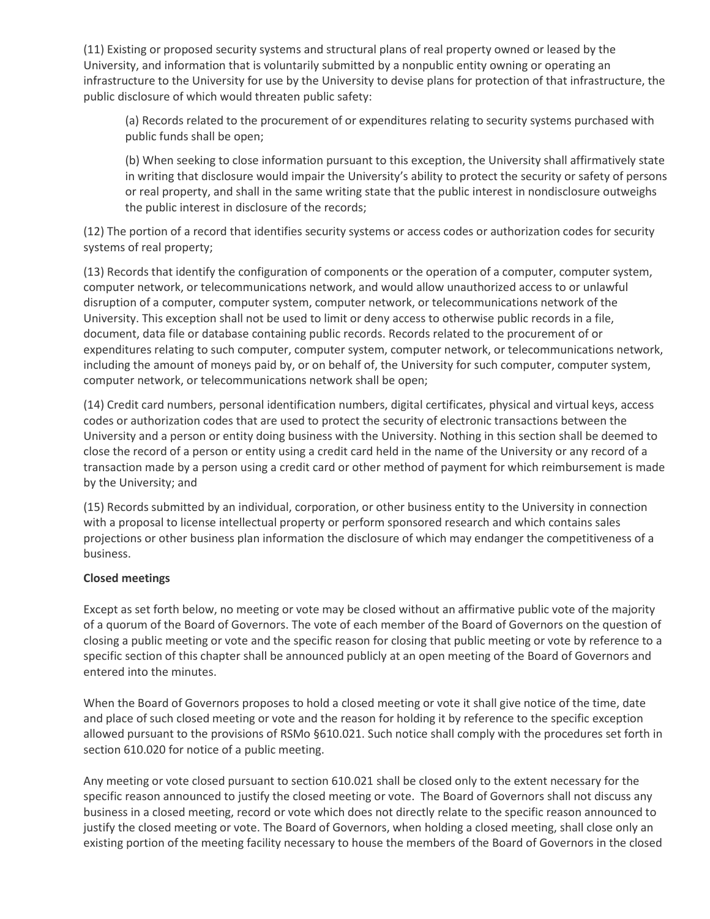(11) Existing or proposed security systems and structural plans of real property owned or leased by the University, and information that is voluntarily submitted by a nonpublic entity owning or operating an infrastructure to the University for use by the University to devise plans for protection of that infrastructure, the public disclosure of which would threaten public safety:

> (a) Records related to the procurement of or expenditures relating to security systems purchased with public funds shall be open;
>
> (b) When seeking to close information pursuant to this exception, the University shall affirmatively state in writing that disclosure would impair the University's ability to protect the security or safety of persons or real property, and shall in the same writing state that the public interest in nondisclosure outweighs the public interest in disclosure of the records;

(12) The portion of a record that identifies security systems or access codes or authorization codes for security systems of real property;

(13) Records that identify the configuration of components or the operation of a computer, computer system, computer network, or telecommunications network, and would allow unauthorized access to or unlawful disruption of a computer, computer system, computer network, or telecommunications network of the University. This exception shall not be used to limit or deny access to otherwise public records in a file, document, data file or database containing public records. Records related to the procurement of or expenditures relating to such computer, computer system, computer network, or telecommunications network, including the amount of moneys paid by, or on behalf of, the University for such computer, computer system, computer network, or telecommunications network shall be open;

(14) Credit card numbers, personal identification numbers, digital certificates, physical and virtual keys, access codes or authorization codes that are used to protect the security of electronic transactions between the University and a person or entity doing business with the University. Nothing in this section shall be deemed to close the record of a person or entity using a credit card held in the name of the University or any record of a transaction made by a person using a credit card or other method of payment for which reimbursement is made by the University; and

(15) Records submitted by an individual, corporation, or other business entity to the University in connection with a proposal to license intellectual property or perform sponsored research and which contains sales projections or other business plan information the disclosure of which may endanger the competitiveness of a business.

**Closed meetings**

Except as set forth below, no meeting or vote may be closed without an affirmative public vote of the majority of a quorum of the Board of Governors. The vote of each member of the Board of Governors on the question of closing a public meeting or vote and the specific reason for closing that public meeting or vote by reference to a specific section of this chapter shall be announced publicly at an open meeting of the Board of Governors and entered into the minutes.

When the Board of Governors proposes to hold a closed meeting or vote it shall give notice of the time, date and place of such closed meeting or vote and the reason for holding it by reference to the specific exception allowed pursuant to the provisions of RSMo §610.021. Such notice shall comply with the procedures set forth in section 610.020 for notice of a public meeting.

Any meeting or vote closed pursuant to section 610.021 shall be closed only to the extent necessary for the specific reason announced to justify the closed meeting or vote. The Board of Governors shall not discuss any business in a closed meeting, record or vote which does not directly relate to the specific reason announced to justify the closed meeting or vote. The Board of Governors, when holding a closed meeting, shall close only an existing portion of the meeting facility necessary to house the members of the Board of Governors in the closed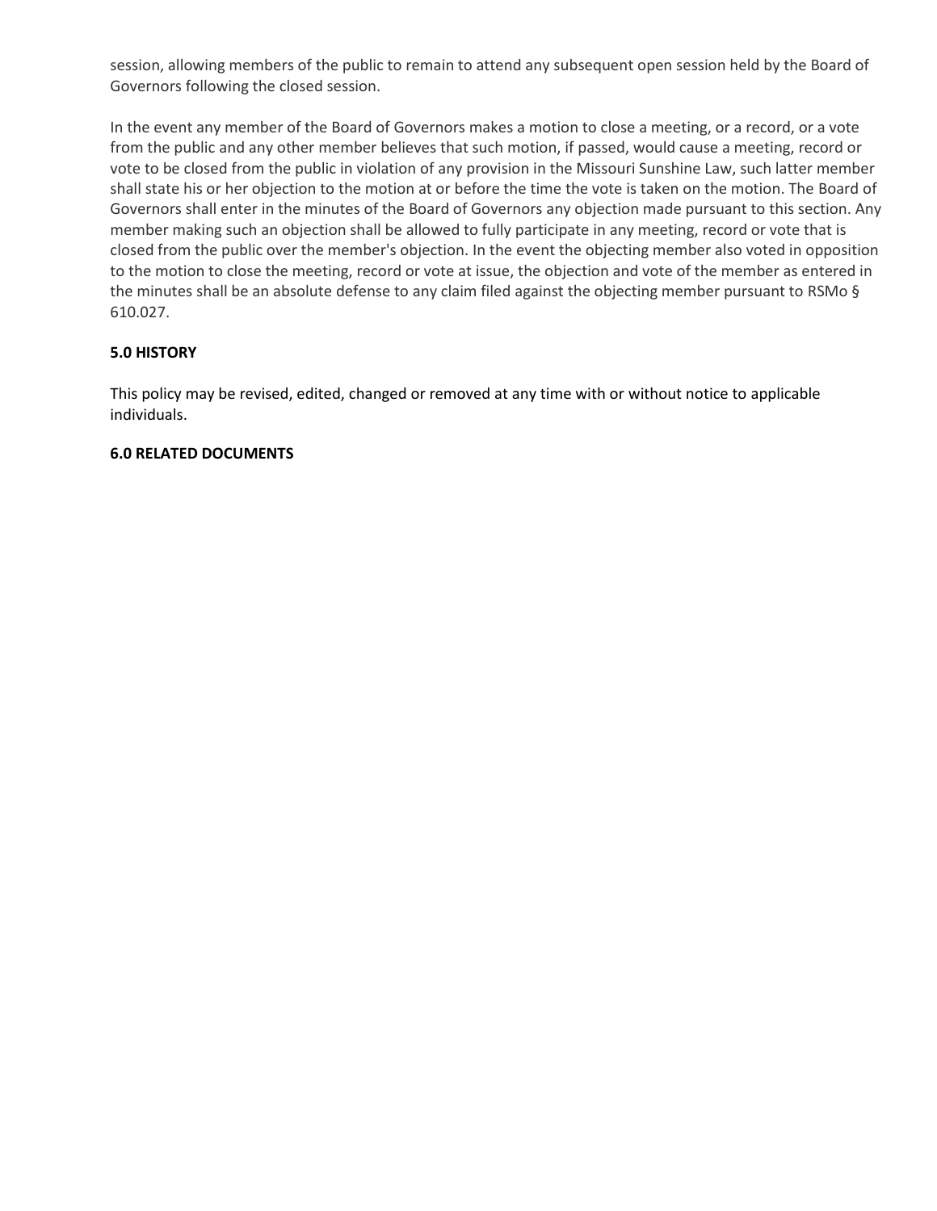session, allowing members of the public to remain to attend any subsequent open session held by the Board of Governors following the closed session.

In the event any member of the Board of Governors makes a motion to close a meeting, or a record, or a vote from the public and any other member believes that such motion, if passed, would cause a meeting, record or vote to be closed from the public in violation of any provision in the Missouri Sunshine Law, such latter member shall state his or her objection to the motion at or before the time the vote is taken on the motion. The Board of Governors shall enter in the minutes of the Board of Governors any objection made pursuant to this section. Any member making such an objection shall be allowed to fully participate in any meeting, record or vote that is closed from the public over the member's objection. In the event the objecting member also voted in opposition to the motion to close the meeting, record or vote at issue, the objection and vote of the member as entered in the minutes shall be an absolute defense to any claim filed against the objecting member pursuant to RSMo § 610.027.

**5.0 HISTORY**

This policy may be revised, edited, changed or removed at any time with or without notice to applicable individuals.

**6.0 RELATED DOCUMENTS**